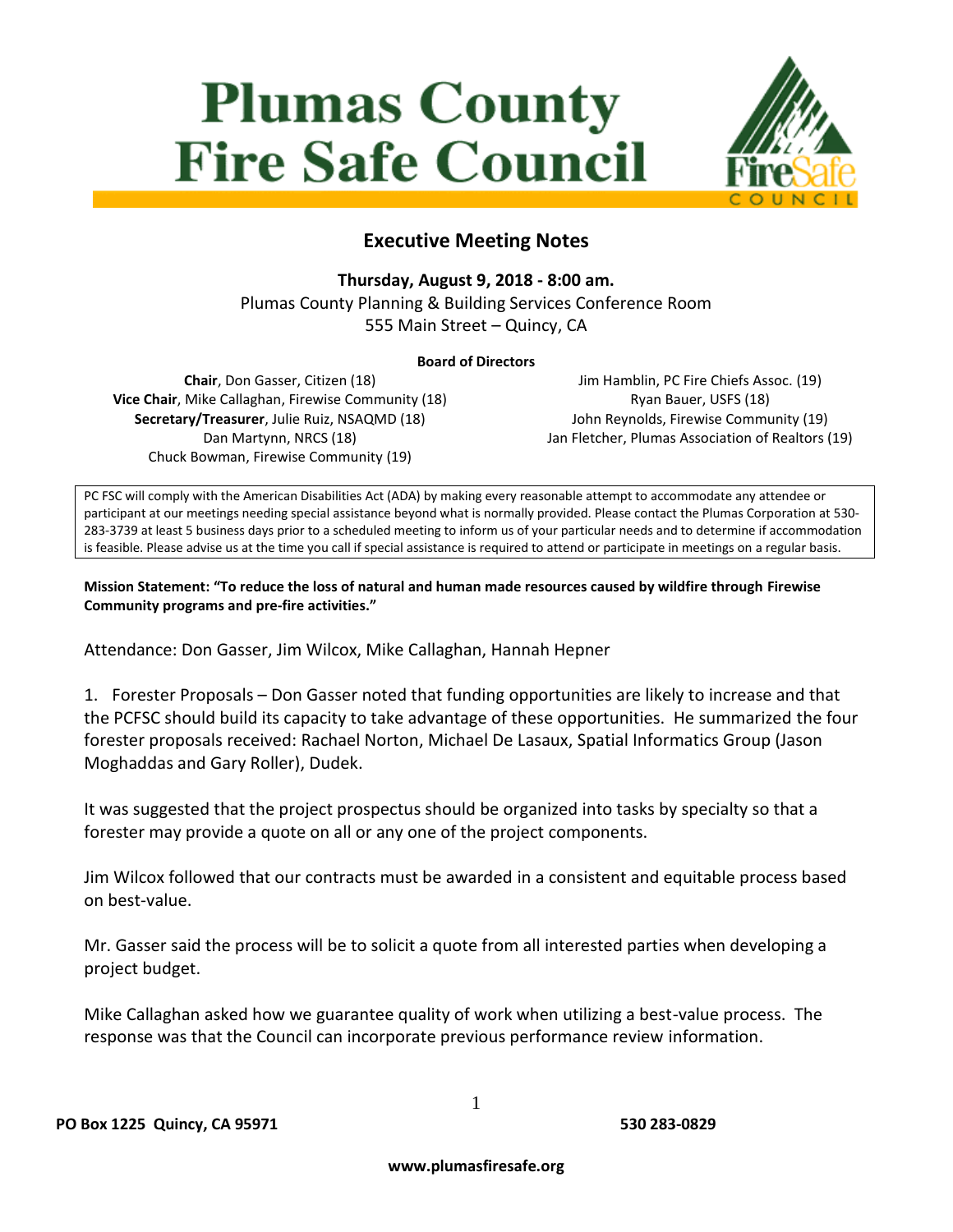# Plumas County Fire Safe Council

## Executive Meeting Notes

**Thursday, August 9, 2018 - 8:00 am.**
Plumas County Planning & Building Services Conference Room
555 Main Street – Quincy, CA

**Board of Directors**

**Chair**, Don Gasser, Citizen (18)
**Vice Chair**, Mike Callaghan, Firewise Community (18)
**Secretary/Treasurer**, Julie Ruiz, NSAQMD (18)
Dan Martynn, NRCS (18)
Chuck Bowman, Firewise Community (19)
Jim Hamblin, PC Fire Chiefs Assoc. (19)
Ryan Bauer, USFS (18)
John Reynolds, Firewise Community (19)
Jan Fletcher, Plumas Association of Realtors (19)

PC FSC will comply with the American Disabilities Act (ADA) by making every reasonable attempt to accommodate any attendee or participant at our meetings needing special assistance beyond what is normally provided. Please contact the Plumas Corporation at 530-283-3739 at least 5 business days prior to a scheduled meeting to inform us of your particular needs and to determine if accommodation is feasible. Please advise us at the time you call if special assistance is required to attend or participate in meetings on a regular basis.

**Mission Statement: "To reduce the loss of natural and human made resources caused by wildfire through Firewise Community programs and pre-fire activities."**

Attendance: Don Gasser, Jim Wilcox, Mike Callaghan, Hannah Hepner

1. Forester Proposals – Don Gasser noted that funding opportunities are likely to increase and that the PCFSC should build its capacity to take advantage of these opportunities. He summarized the four forester proposals received: Rachael Norton, Michael De Lasaux, Spatial Informatics Group (Jason Moghaddas and Gary Roller), Dudek.

It was suggested that the project prospectus should be organized into tasks by specialty so that a forester may provide a quote on all or any one of the project components.

Jim Wilcox followed that our contracts must be awarded in a consistent and equitable process based on best-value.

Mr. Gasser said the process will be to solicit a quote from all interested parties when developing a project budget.

Mike Callaghan asked how we guarantee quality of work when utilizing a best-value process. The response was that the Council can incorporate previous performance review information.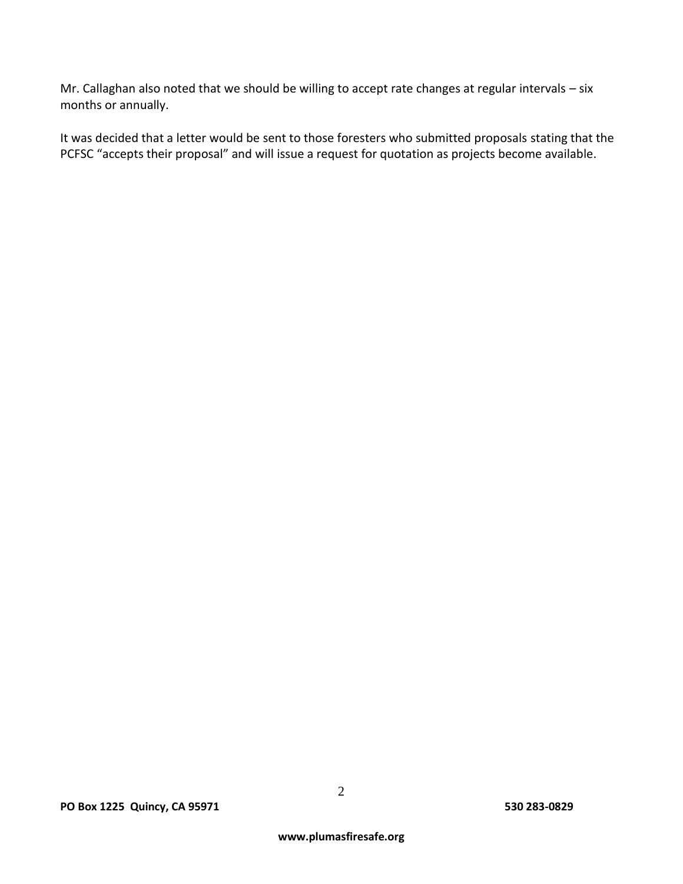Mr. Callaghan also noted that we should be willing to accept rate changes at regular intervals – six months or annually.

It was decided that a letter would be sent to those foresters who submitted proposals stating that the PCFSC "accepts their proposal" and will issue a request for quotation as projects become available.